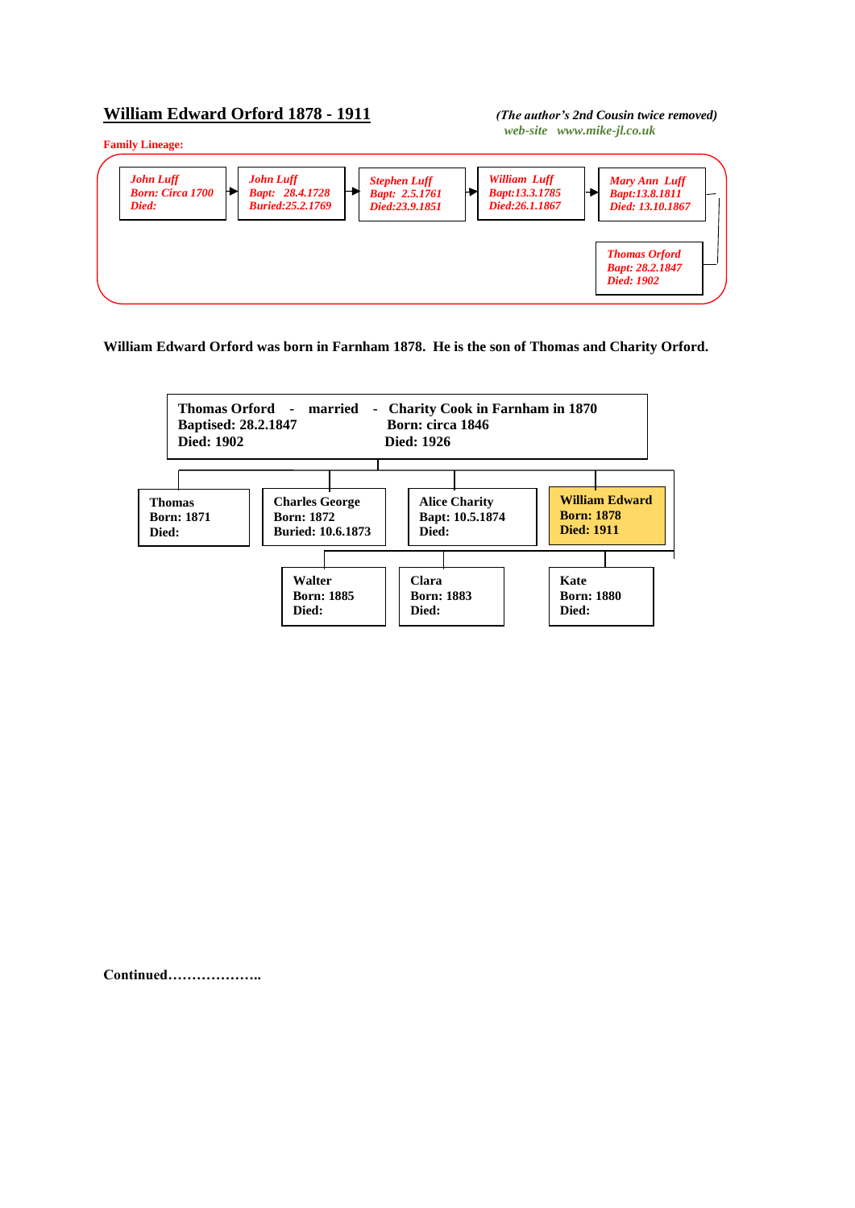# William Edward Orford 1878 - 1911

*(The author's 2nd Cousin twice removed)*
*web-site www.mike-jl.co.uk*

**Family Lineage:**

*John Luff*
*Born: Circa 1700*
*Died:*

→ *John Luff*
*Bapt: 28.4.1728*
*Buried:25.2.1769*

→ *Stephen Luff*
*Bapt: 2.5.1761*
*Died:23.9.1851*

→ *William Luff*
*Bapt:13.3.1785*
*Died:26.1.1867*

→ *Mary Ann Luff*
*Bapt:13.8.1811*
*Died: 13.10.1867*

→ *Thomas Orford*
*Bapt: 28.2.1847*
*Died: 1902*

**William Edward Orford was born in Farnham 1878. He is the son of Thomas and Charity Orford.**

**Thomas Orford - married - Charity Cook in Farnham in 1870**
**Baptised: 28.2.1847** | **Born: circa 1846**
**Died: 1902** | **Died: 1926**

Children:

**Thomas**
**Born: 1871**
**Died:**

**Charles George**
**Born: 1872**
**Buried: 10.6.1873**

**Alice Charity**
**Bapt: 10.5.1874**
**Died:**

**William Edward**
**Born: 1878**
**Died: 1911**

**Kate**
**Born: 1880**
**Died:**

**Clara**
**Born: 1883**
**Died:**

**Walter**
**Born: 1885**
**Died:**

**Continued………………..**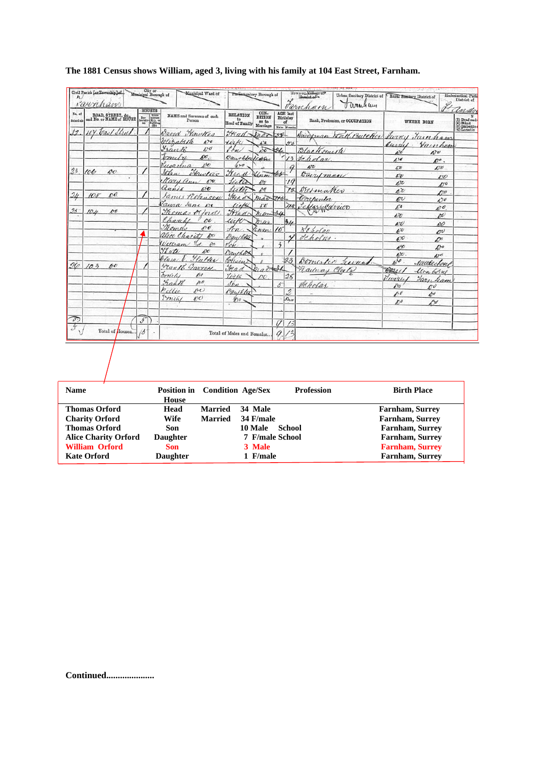**The 1881 Census shows William, aged 3, living with his family at 104 East Street, Farnham.**

| Name | Position in House | Condition | Age/Sex | Profession | Birth Place |
|---|---|---|---|---|---|
| Thomas Orford | Head | Married | 34 Male | | Farnham, Surrey |
| Charity Orford | Wife | Married | 34 F/male | | Farnham, Surrey |
| Thomas Orford | Son | | 10 Male | School | Farnham, Surrey |
| Alice Charity Orford | Daughter | | 7 F/male | School | Farnham, Surrey |
| William Orford | Son | | 3 Male | | Farnham, Surrey |
| Kate Orford | Daughter | | 1 F/male | | Farnham, Surrey |

**Continued....................**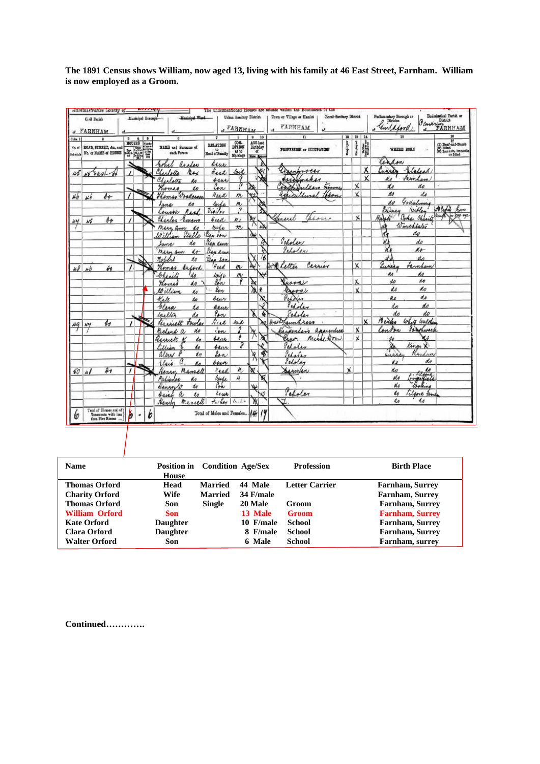**The 1891 Census shows William, now aged 13, living with his family at 46 East Street, Farnham. William is now employed as a Groom.**

| Name | Position in House | Condition | Age/Sex | Profession | Birth Place |
|---|---|---|---|---|---|
| Thomas Orford | Head | Married | 44 Male | Letter Carrier | Farnham, Surrey |
| Charity Orford | Wife | Married | 34 F/male | | Farnham, Surrey |
| Thomas Orford | Son | Single | 20 Male | Groom | Farnham, Surrey |
| William Orford | Son | | 13 Male | Groom | Farnham, Surrey |
| Kate Orford | Daughter | | 10 F/male | School | Farnham, Surrey |
| Clara Orford | Daughter | | 8 F/male | School | Farnham, Surrey |
| Walter Orford | Son | | 6 Male | School | Farnham, surrey |

**Continued…………**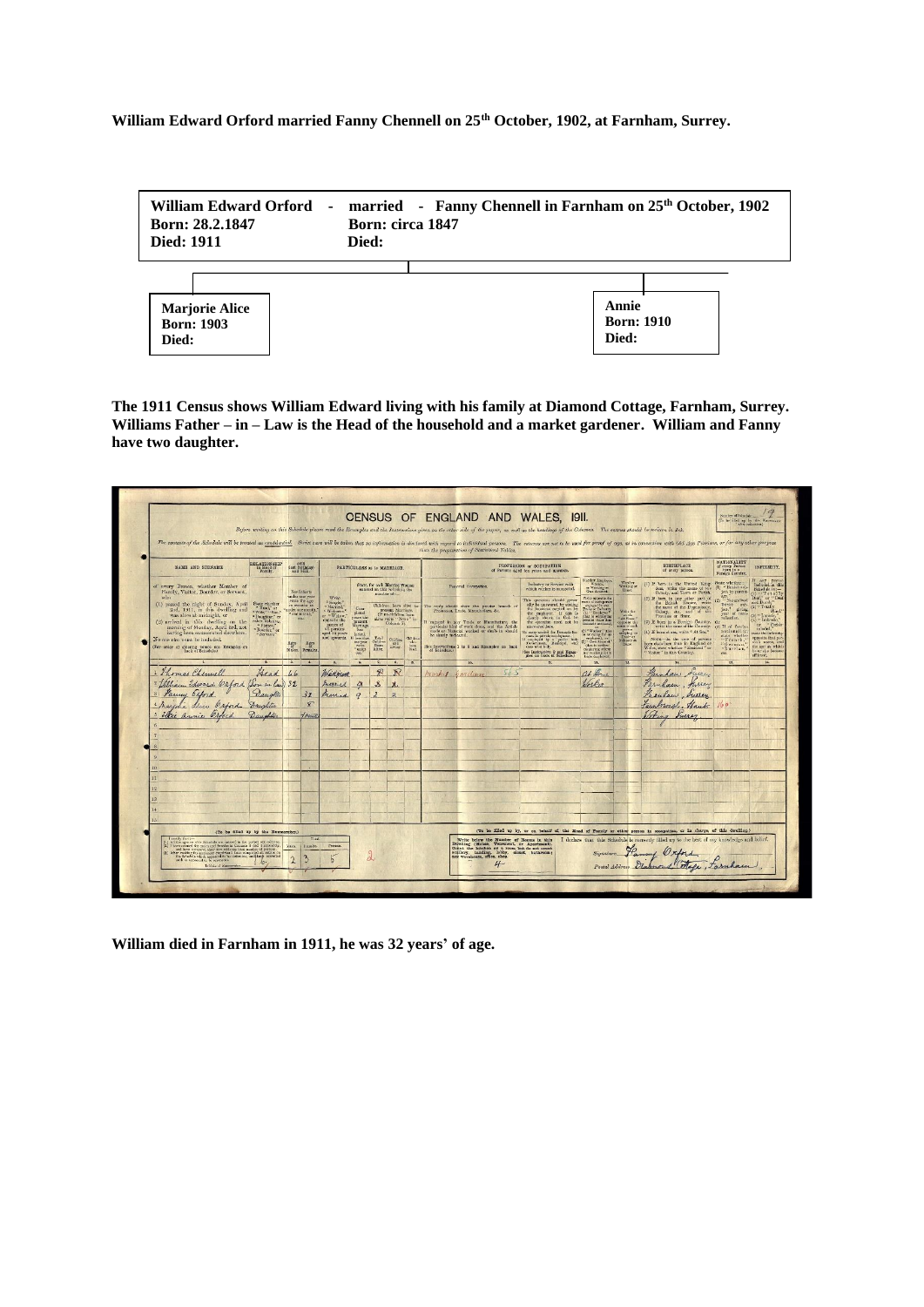**William Edward Orford married Fanny Chennell on 25th October, 1902, at Farnham, Surrey.**

| | |
|---|---|
| **William Edward Orford - married - Fanny Chennell in Farnham on 25th October, 1902** | |
| **Born: 28.2.1847** | **Born: circa 1847** |
| **Died: 1911** | **Died:** |

| | |
|---|---|
| **Marjorie Alice** | **Annie** |
| **Born: 1903** | **Born: 1910** |
| **Died:** | **Died:** |

**The 1911 Census shows William Edward living with his family at Diamond Cottage, Farnham, Surrey. Williams Father – in – Law is the Head of the household and a market gardener. William and Fanny have two daughter.**

CENSUS OF ENGLAND AND WALES, 1911.

| Name and Surname | Relationship to Head of Family | Age (Males) | Age (Females) | Particulars as to Marriage | Years married | Children born alive | Children still living | Children died | Personal Occupation | Industry | Employer/Worker | Working at Home | Birthplace |
|---|---|---|---|---|---|---|---|---|---|---|---|---|---|
| 1 Thomas Chennell | Head | 66 | | Widower | | | | | Market Gardener | | At Home | | Farnham Surrey |
| 2 William Edward Orford | Son in Law | 32 | | Married | 9 | 3 | 2 | | | | Worker | | Farnham Surrey |
| 3 Fanny Orford | Daughter | | 32 | Married | 9 | 2 | 2 | | | | | | Farnham Surrey |
| 4 Marjorie Alice Orford | Daughter | | 8 | | | | | | | | | | Farnborough Hants |
| 5 Alice Annie Orford | Daughter | | 1 month | | | | | | | | | | Witley Surrey |

Signature: Fanny Orford

Postal Address: Diamond Cottage, Farnham

**William died in Farnham in 1911, he was 32 years' of age.**